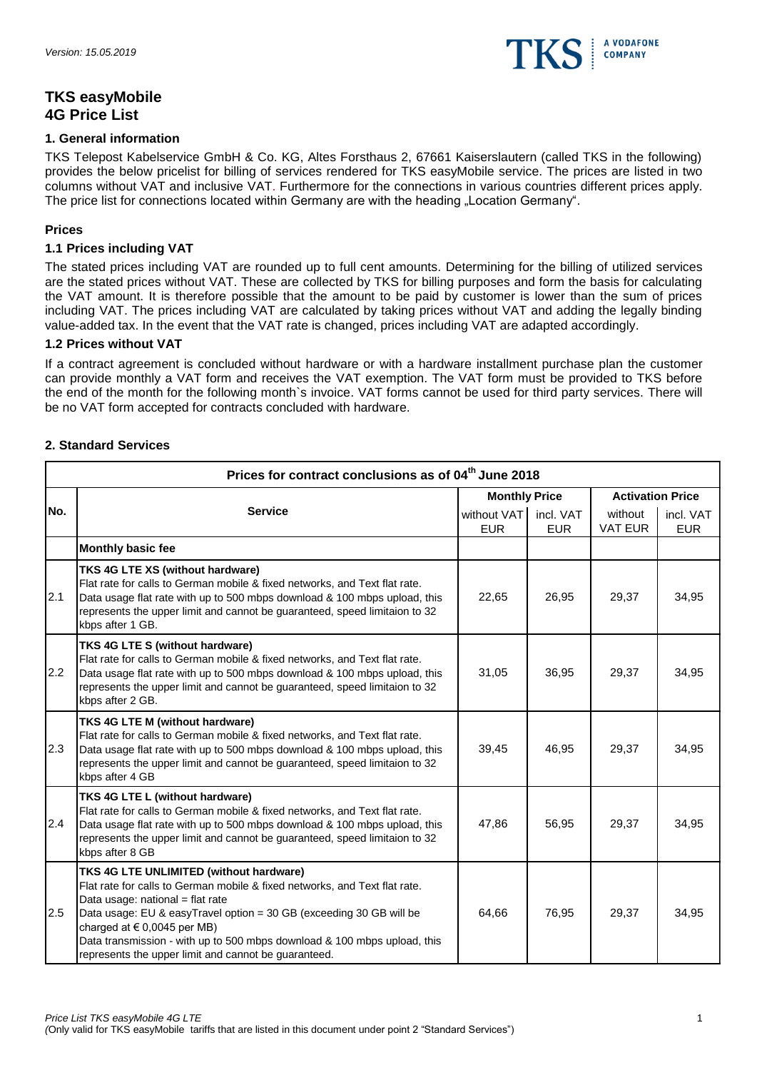*Version: 15.05.2019*

# TKS easyMobile
# 4G Price List

## 1. General information

TKS Telepost Kabelservice GmbH & Co. KG, Altes Forsthaus 2, 67661 Kaiserslautern (called TKS in the following) provides the below pricelist for billing of services rendered for TKS easyMobile service. The prices are listed in two columns without VAT and inclusive VAT. Furthermore for the connections in various countries different prices apply. The price list for connections located within Germany are with the heading „Location Germany".

### Prices

### 1.1 Prices including VAT

The stated prices including VAT are rounded up to full cent amounts. Determining for the billing of utilized services are the stated prices without VAT. These are collected by TKS for billing purposes and form the basis for calculating the VAT amount. It is therefore possible that the amount to be paid by customer is lower than the sum of prices including VAT. The prices including VAT are calculated by taking prices without VAT and adding the legally binding value-added tax. In the event that the VAT rate is changed, prices including VAT are adapted accordingly.

### 1.2 Prices without VAT

If a contract agreement is concluded without hardware or with a hardware installment purchase plan the customer can provide monthly a VAT form and receives the VAT exemption. The VAT form must be provided to TKS before the end of the month for the following month`s invoice. VAT forms cannot be used for third party services. There will be no VAT form accepted for contracts concluded with hardware.

## 2. Standard Services

| Prices for contract conclusions as of 04th June 2018 | | | | | |
|---|---|---|---|---|---|
| **No.** | **Service** | **Monthly Price** | | **Activation Price** | |
| | | without VAT EUR | incl. VAT EUR | without VAT EUR | incl. VAT EUR |
| | **Monthly basic fee** | | | | |
| 2.1 | **TKS 4G LTE XS (without hardware)**<br>Flat rate for calls to German mobile & fixed networks, and Text flat rate.<br>Data usage flat rate with up to 500 mbps download & 100 mbps upload, this represents the upper limit and cannot be guaranteed, speed limitaion to 32 kbps after 1 GB. | 22,65 | 26,95 | 29,37 | 34,95 |
| 2.2 | **TKS 4G LTE S (without hardware)**<br>Flat rate for calls to German mobile & fixed networks, and Text flat rate.<br>Data usage flat rate with up to 500 mbps download & 100 mbps upload, this represents the upper limit and cannot be guaranteed, speed limitaion to 32 kbps after 2 GB. | 31,05 | 36,95 | 29,37 | 34,95 |
| 2.3 | **TKS 4G LTE M (without hardware)**<br>Flat rate for calls to German mobile & fixed networks, and Text flat rate.<br>Data usage flat rate with up to 500 mbps download & 100 mbps upload, this represents the upper limit and cannot be guaranteed, speed limitaion to 32 kbps after 4 GB | 39,45 | 46,95 | 29,37 | 34,95 |
| 2.4 | **TKS 4G LTE L (without hardware)**<br>Flat rate for calls to German mobile & fixed networks, and Text flat rate.<br>Data usage flat rate with up to 500 mbps download & 100 mbps upload, this represents the upper limit and cannot be guaranteed, speed limitaion to 32 kbps after 8 GB | 47,86 | 56,95 | 29,37 | 34,95 |
| 2.5 | **TKS 4G LTE UNLIMITED (without hardware)**<br>Flat rate for calls to German mobile & fixed networks, and Text flat rate.<br>Data usage: national = flat rate<br>Data usage: EU & easyTravel option = 30 GB (exceeding 30 GB will be charged at € 0,0045 per MB)<br>Data transmission - with up to 500 mbps download & 100 mbps upload, this represents the upper limit and cannot be guaranteed. | 64,66 | 76,95 | 29,37 | 34,95 |

*Price List TKS easyMobile 4G LTE*
*(Only valid for TKS easyMobile tariffs that are listed in this document under point 2 "Standard Services")*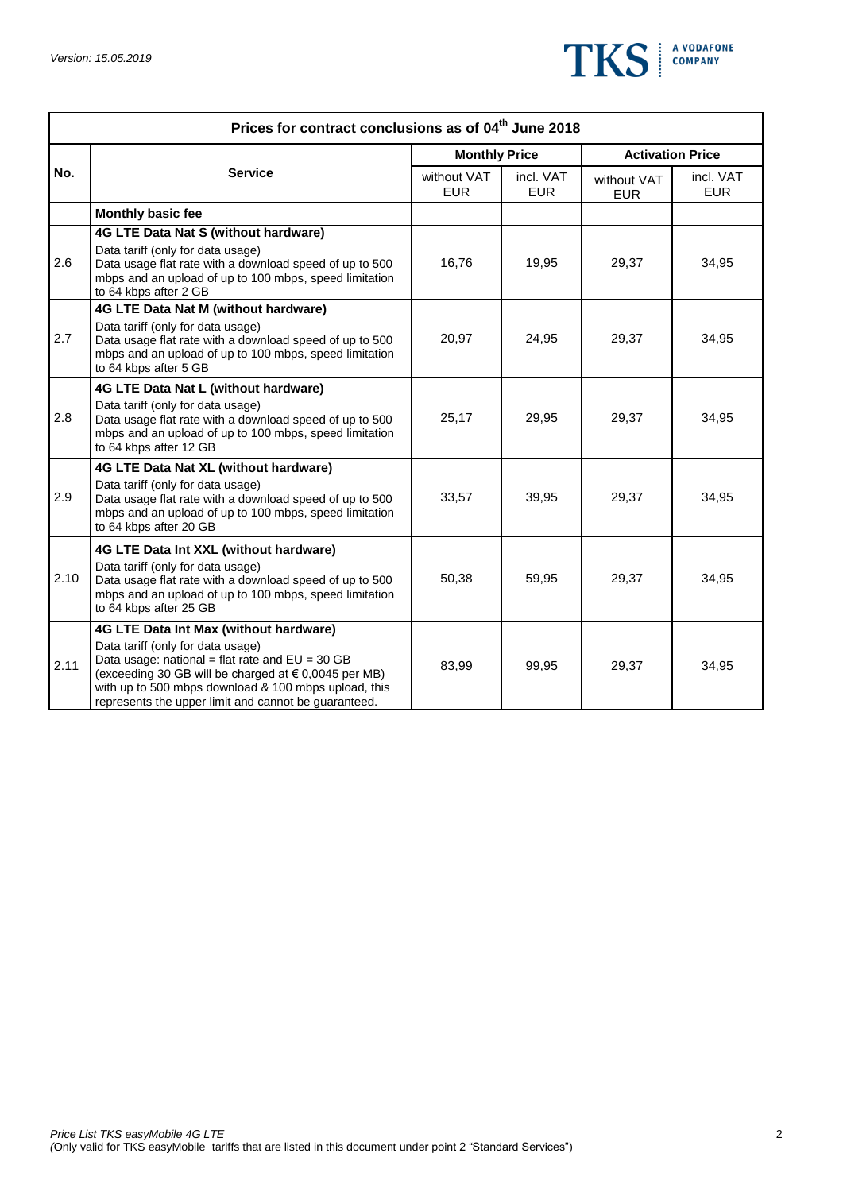| Prices for contract conclusions as of 04th June 2018 | | | | | |
|---|---|---|---|---|---|
| No. | Service | Monthly Price | | Activation Price | |
| | | without VAT EUR | incl. VAT EUR | without VAT EUR | incl. VAT EUR |
| | **Monthly basic fee** | | | | |
| 2.6 | **4G LTE Data Nat S (without hardware)**<br>Data tariff (only for data usage)<br>Data usage flat rate with a download speed of up to 500 mbps and an upload of up to 100 mbps, speed limitation to 64 kbps after 2 GB | 16,76 | 19,95 | 29,37 | 34,95 |
| 2.7 | **4G LTE Data Nat M (without hardware)**<br>Data tariff (only for data usage)<br>Data usage flat rate with a download speed of up to 500 mbps and an upload of up to 100 mbps, speed limitation to 64 kbps after 5 GB | 20,97 | 24,95 | 29,37 | 34,95 |
| 2.8 | **4G LTE Data Nat L (without hardware)**<br>Data tariff (only for data usage)<br>Data usage flat rate with a download speed of up to 500 mbps and an upload of up to 100 mbps, speed limitation to 64 kbps after 12 GB | 25,17 | 29,95 | 29,37 | 34,95 |
| 2.9 | **4G LTE Data Nat XL (without hardware)**<br>Data tariff (only for data usage)<br>Data usage flat rate with a download speed of up to 500 mbps and an upload of up to 100 mbps, speed limitation to 64 kbps after 20 GB | 33,57 | 39,95 | 29,37 | 34,95 |
| 2.10 | **4G LTE Data Int XXL (without hardware)**<br>Data tariff (only for data usage)<br>Data usage flat rate with a download speed of up to 500 mbps and an upload of up to 100 mbps, speed limitation to 64 kbps after 25 GB | 50,38 | 59,95 | 29,37 | 34,95 |
| 2.11 | **4G LTE Data Int Max (without hardware)**<br>Data tariff (only for data usage)<br>Data usage: national = flat rate and EU = 30 GB (exceeding 30 GB will be charged at € 0,0045 per MB) with up to 500 mbps download & 100 mbps upload, this represents the upper limit and cannot be guaranteed. | 83,99 | 99,95 | 29,37 | 34,95 |

*Price List TKS easyMobile 4G LTE*
*(Only valid for TKS easyMobile tariffs that are listed in this document under point 2 "Standard Services")*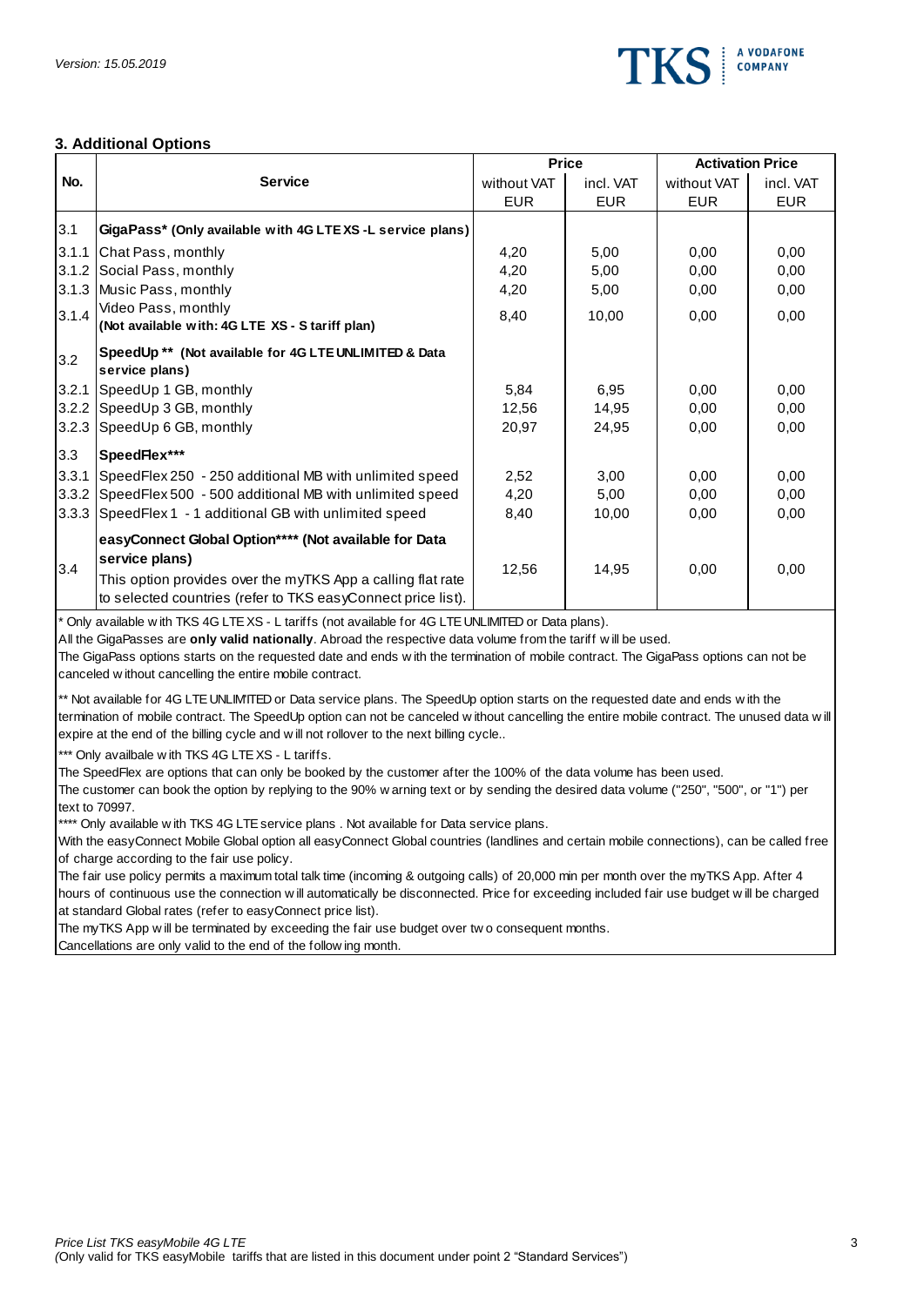### 3. Additional Options

| No. | Service | Price | | Activation Price | |
|---|---|---|---|---|---|
| | | without VAT EUR | incl. VAT EUR | without VAT EUR | incl. VAT EUR |
| 3.1 | **GigaPass* (Only available with 4G LTE XS -L service plans)** | | | | |
| 3.1.1 | Chat Pass, monthly | 4,20 | 5,00 | 0,00 | 0,00 |
| 3.1.2 | Social Pass, monthly | 4,20 | 5,00 | 0,00 | 0,00 |
| 3.1.3 | Music Pass, monthly | 4,20 | 5,00 | 0,00 | 0,00 |
| 3.1.4 | Video Pass, monthly **(Not available with: 4G LTE XS - S tariff plan)** | 8,40 | 10,00 | 0,00 | 0,00 |
| 3.2 | **SpeedUp ** (Not available for 4G LTE UNLIMITED & Data service plans)** | | | | |
| 3.2.1 | SpeedUp 1 GB, monthly | 5,84 | 6,95 | 0,00 | 0,00 |
| 3.2.2 | SpeedUp 3 GB, monthly | 12,56 | 14,95 | 0,00 | 0,00 |
| 3.2.3 | SpeedUp 6 GB, monthly | 20,97 | 24,95 | 0,00 | 0,00 |
| 3.3 | **SpeedFlex*** | | | | |
| 3.3.1 | SpeedFlex 250 - 250 additional MB with unlimited speed | 2,52 | 3,00 | 0,00 | 0,00 |
| 3.3.2 | SpeedFlex 500 - 500 additional MB with unlimited speed | 4,20 | 5,00 | 0,00 | 0,00 |
| 3.3.3 | SpeedFlex 1 - 1 additional GB with unlimited speed | 8,40 | 10,00 | 0,00 | 0,00 |
| 3.4 | **easyConnect Global Option**** (Not available for Data service plans)** This option provides over the myTKS App a calling flat rate to selected countries (refer to TKS easyConnect price list). | 12,56 | 14,95 | 0,00 | 0,00 |

\* Only available with TKS 4G LTE XS - L tariffs (not available for 4G LTE UNLIMITED or Data plans).
All the GigaPasses are **only valid nationally**. Abroad the respective data volume from the tariff will be used.
The GigaPass options starts on the requested date and ends with the termination of mobile contract. The GigaPass options can not be canceled without cancelling the entire mobile contract.

** Not available for 4G LTE UNLIMITED or Data service plans. The SpeedUp option starts on the requested date and ends with the termination of mobile contract. The SpeedUp option can not be canceled without cancelling the entire mobile contract. The unused data will expire at the end of the billing cycle and will not rollover to the next billing cycle..

*** Only availbale with TKS 4G LTE XS - L tariffs.
The SpeedFlex are options that can only be booked by the customer after the 100% of the data volume has been used.
The customer can book the option by replying to the 90% warning text or by sending the desired data volume ("250", "500", or "1") per text to 70997.

**** Only available with TKS 4G LTE service plans . Not available for Data service plans.
With the easyConnect Mobile Global option all easyConnect Global countries (landlines and certain mobile connections), can be called free of charge according to the fair use policy.
The fair use policy permits a maximum total talk time (incoming & outgoing calls) of 20,000 min per month over the myTKS App. After 4 hours of continuous use the connection will automatically be disconnected. Price for exceeding included fair use budget will be charged at standard Global rates (refer to easyConnect price list).
The myTKS App will be terminated by exceeding the fair use budget over two consequent months.
Cancellations are only valid to the end of the following month.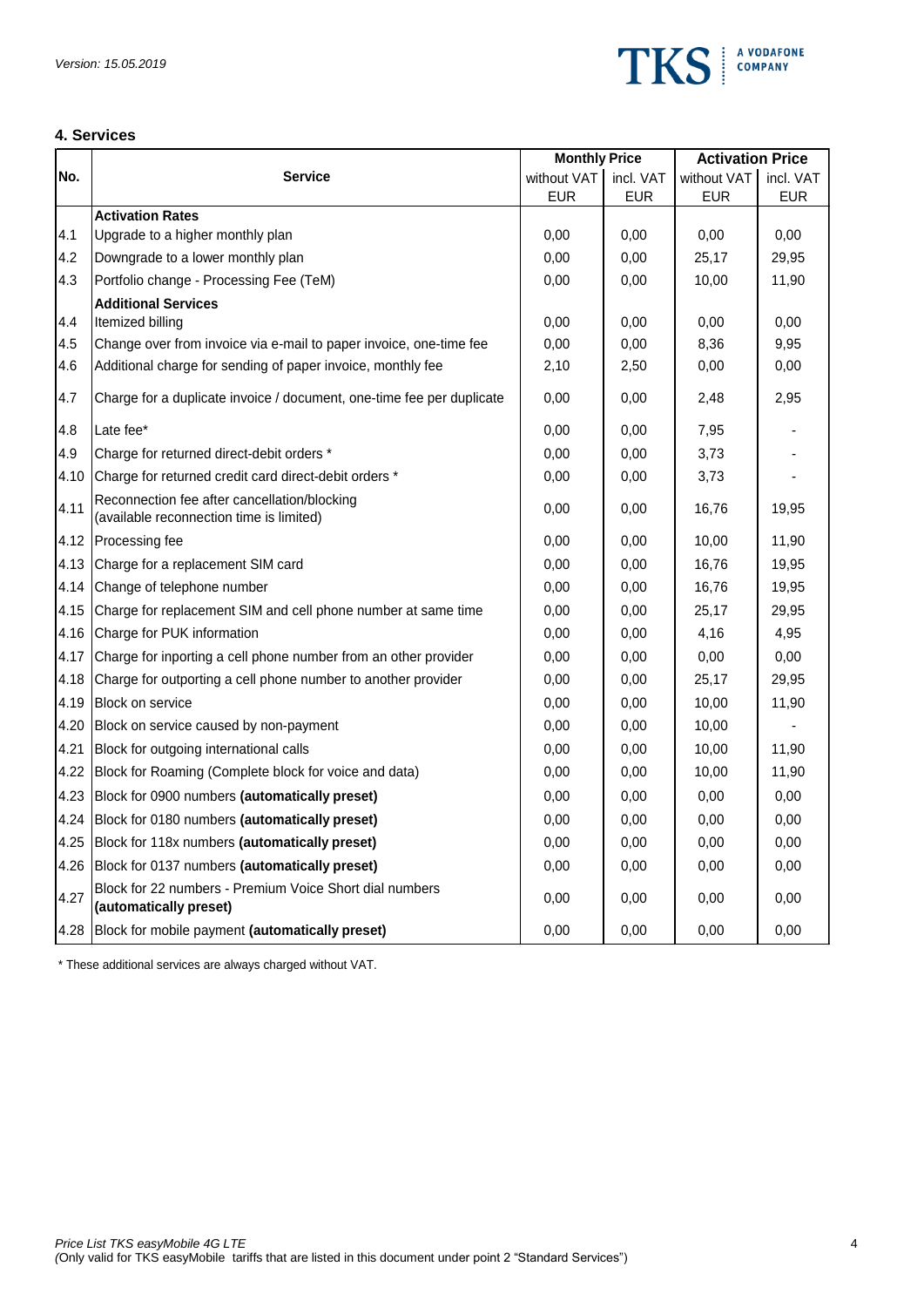## 4. Services

| No. | Service | Monthly Price | | Activation Price | |
|---|---|---|---|---|---|
| | | without VAT EUR | incl. VAT EUR | without VAT EUR | incl. VAT EUR |
| | **Activation Rates** | | | | |
| 4.1 | Upgrade to a higher monthly plan | 0,00 | 0,00 | 0,00 | 0,00 |
| 4.2 | Downgrade to a lower monthly plan | 0,00 | 0,00 | 25,17 | 29,95 |
| 4.3 | Portfolio change - Processing Fee (TeM) | 0,00 | 0,00 | 10,00 | 11,90 |
| | **Additional Services** | | | | |
| 4.4 | Itemized billing | 0,00 | 0,00 | 0,00 | 0,00 |
| 4.5 | Change over from invoice via e-mail to paper invoice, one-time fee | 0,00 | 0,00 | 8,36 | 9,95 |
| 4.6 | Additional charge for sending of paper invoice, monthly fee | 2,10 | 2,50 | 0,00 | 0,00 |
| 4.7 | Charge for a duplicate invoice / document, one-time fee per duplicate | 0,00 | 0,00 | 2,48 | 2,95 |
| 4.8 | Late fee* | 0,00 | 0,00 | 7,95 | - |
| 4.9 | Charge for returned direct-debit orders * | 0,00 | 0,00 | 3,73 | - |
| 4.10 | Charge for returned credit card direct-debit orders * | 0,00 | 0,00 | 3,73 | - |
| 4.11 | Reconnection fee after cancellation/blocking (available reconnection time is limited) | 0,00 | 0,00 | 16,76 | 19,95 |
| 4.12 | Processing fee | 0,00 | 0,00 | 10,00 | 11,90 |
| 4.13 | Charge for a replacement SIM card | 0,00 | 0,00 | 16,76 | 19,95 |
| 4.14 | Change of telephone number | 0,00 | 0,00 | 16,76 | 19,95 |
| 4.15 | Charge for replacement SIM and cell phone number at same time | 0,00 | 0,00 | 25,17 | 29,95 |
| 4.16 | Charge for PUK information | 0,00 | 0,00 | 4,16 | 4,95 |
| 4.17 | Charge for inporting a cell phone number from an other provider | 0,00 | 0,00 | 0,00 | 0,00 |
| 4.18 | Charge for outporting a cell phone number to another provider | 0,00 | 0,00 | 25,17 | 29,95 |
| 4.19 | Block on service | 0,00 | 0,00 | 10,00 | 11,90 |
| 4.20 | Block on service caused by non-payment | 0,00 | 0,00 | 10,00 | - |
| 4.21 | Block for outgoing international calls | 0,00 | 0,00 | 10,00 | 11,90 |
| 4.22 | Block for Roaming (Complete block for voice and data) | 0,00 | 0,00 | 10,00 | 11,90 |
| 4.23 | Block for 0900 numbers **(automatically preset)** | 0,00 | 0,00 | 0,00 | 0,00 |
| 4.24 | Block for 0180 numbers **(automatically preset)** | 0,00 | 0,00 | 0,00 | 0,00 |
| 4.25 | Block for 118x numbers **(automatically preset)** | 0,00 | 0,00 | 0,00 | 0,00 |
| 4.26 | Block for 0137 numbers **(automatically preset)** | 0,00 | 0,00 | 0,00 | 0,00 |
| 4.27 | Block for 22 numbers - Premium Voice Short dial numbers **(automatically preset)** | 0,00 | 0,00 | 0,00 | 0,00 |
| 4.28 | Block for mobile payment **(automatically preset)** | 0,00 | 0,00 | 0,00 | 0,00 |

\* These additional services are always charged without VAT.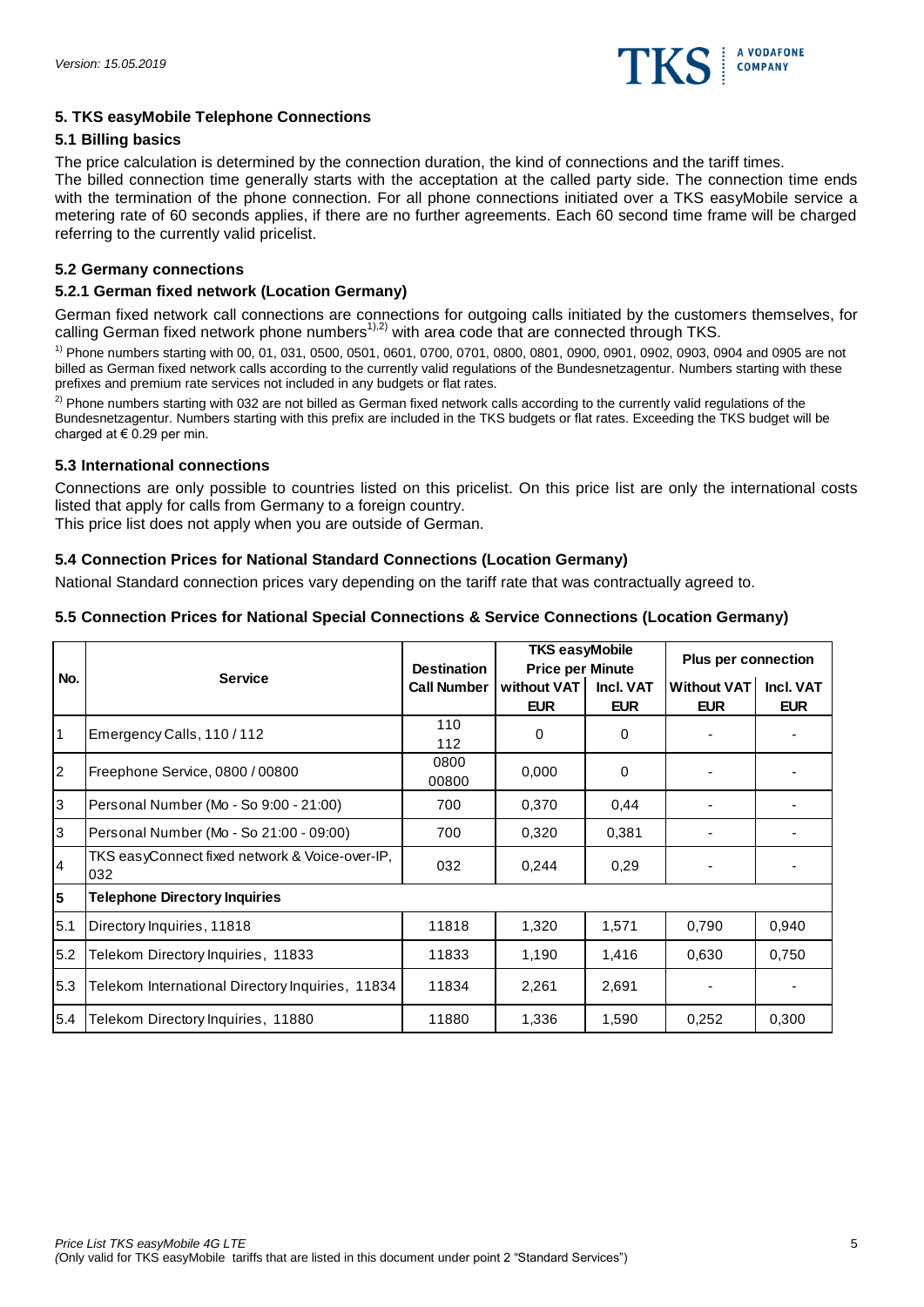## 5. TKS easyMobile Telephone Connections

### 5.1 Billing basics

The price calculation is determined by the connection duration, the kind of connections and the tariff times.
The billed connection time generally starts with the acceptance at the called party side. The connection time ends with the termination of the phone connection. For all phone connections initiated over a TKS easyMobile service a metering rate of 60 seconds applies, if there are no further agreements. Each 60 second time frame will be charged referring to the currently valid pricelist.

### 5.2 Germany connections

#### 5.2.1 German fixed network (Location Germany)

German fixed network call connections are connections for outgoing calls initiated by the customers themselves, for calling German fixed network phone numbers[1),2)] with area code that are connected through TKS.

[1)] Phone numbers starting with 00, 01, 031, 0500, 0501, 0601, 0700, 0701, 0800, 0801, 0900, 0901, 0902, 0903, 0904 and 0905 are not billed as German fixed network calls according to the currently valid regulations of the Bundesnetzagentur. Numbers starting with these prefixes and premium rate services not included in any budgets or flat rates.

[2)] Phone numbers starting with 032 are not billed as German fixed network calls according to the currently valid regulations of the Bundesnetzagentur. Numbers starting with this prefix are included in the TKS budgets or flat rates. Exceeding the TKS budget will be charged at € 0.29 per min.

### 5.3 International connections

Connections are only possible to countries listed on this pricelist. On this price list are only the international costs listed that apply for calls from Germany to a foreign country.
This price list does not apply when you are outside of German.

### 5.4 Connection Prices for National Standard Connections (Location Germany)

National Standard connection prices vary depending on the tariff rate that was contractually agreed to.

### 5.5 Connection Prices for National Special Connections & Service Connections (Location Germany)

| No. | Service | Destination Call Number | TKS easyMobile Price per Minute without VAT EUR | Incl. VAT EUR | Plus per connection Without VAT EUR | Incl. VAT EUR |
|---|---|---|---|---|---|---|
| 1 | Emergency Calls, 110 / 112 | 110 112 | 0 | 0 | - | - |
| 2 | Freephone Service, 0800 / 00800 | 0800 00800 | 0,000 | 0 | - | - |
| 3 | Personal Number (Mo - So 9:00 - 21:00) | 700 | 0,370 | 0,44 | - | - |
| 3 | Personal Number (Mo - So 21:00 - 09:00) | 700 | 0,320 | 0,381 | - | - |
| 4 | TKS easyConnect fixed network & Voice-over-IP, 032 | 032 | 0,244 | 0,29 | - | - |
| **5** | **Telephone Directory Inquiries** | | | | | |
| 5.1 | Directory Inquiries, 11818 | 11818 | 1,320 | 1,571 | 0,790 | 0,940 |
| 5.2 | Telekom Directory Inquiries, 11833 | 11833 | 1,190 | 1,416 | 0,630 | 0,750 |
| 5.3 | Telekom International Directory Inquiries, 11834 | 11834 | 2,261 | 2,691 | - | - |
| 5.4 | Telekom Directory Inquiries, 11880 | 11880 | 1,336 | 1,590 | 0,252 | 0,300 |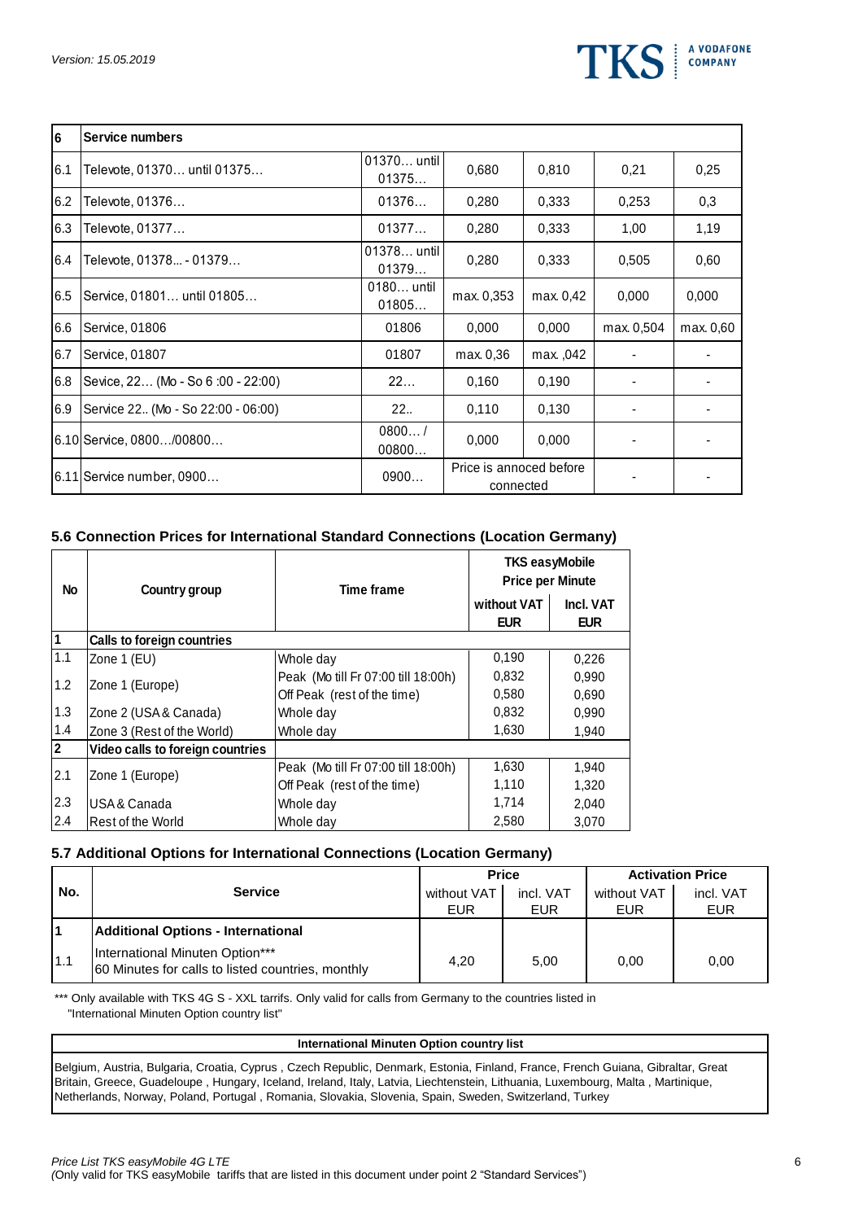Version: 15.05.2019

| 6 | Service numbers | | | | | |
|---|---|---|---|---|---|---|
| 6.1 | Televote, 01370… until 01375… | 01370… until 01375… | 0,680 | 0,810 | 0,21 | 0,25 |
| 6.2 | Televote, 01376… | 01376… | 0,280 | 0,333 | 0,253 | 0,3 |
| 6.3 | Televote, 01377… | 01377… | 0,280 | 0,333 | 1,00 | 1,19 |
| 6.4 | Televote, 01378... - 01379… | 01378… until 01379… | 0,280 | 0,333 | 0,505 | 0,60 |
| 6.5 | Service, 01801… until 01805… | 0180… until 01805… | max. 0,353 | max. 0,42 | 0,000 | 0,000 |
| 6.6 | Service, 01806 | 01806 | 0,000 | 0,000 | max. 0,504 | max. 0,60 |
| 6.7 | Service, 01807 | 01807 | max. 0,36 | max. ,042 | - | - |
| 6.8 | Sevice, 22… (Mo - So 6 :00 - 22:00) | 22… | 0,160 | 0,190 | - | - |
| 6.9 | Service 22.. (Mo - So 22:00 - 06:00) | 22.. | 0,110 | 0,130 | - | - |
| 6.10 | Service, 0800…/00800… | 0800… / 00800… | 0,000 | 0,000 | - | - |
| 6.11 | Service number, 0900… | 0900… | Price is annoced before connected | | - | - |

### 5.6 Connection Prices for International Standard Connections (Location Germany)

| No | Country group | Time frame | TKS easyMobile Price per Minute | |
|---|---|---|---|---|
| | | | without VAT EUR | Incl. VAT EUR |
| **1** | **Calls to foreign countries** | | | |
| 1.1 | Zone 1 (EU) | Whole day | 0,190 | 0,226 |
| 1.2 | Zone 1 (Europe) | Peak (Mo till Fr 07:00 till 18:00h) | 0,832 | 0,990 |
| | | Off Peak (rest of the time) | 0,580 | 0,690 |
| 1.3 | Zone 2 (USA & Canada) | Whole day | 0,832 | 0,990 |
| 1.4 | Zone 3 (Rest of the World) | Whole day | 1,630 | 1,940 |
| **2** | **Video calls to foreign countries** | | | |
| 2.1 | Zone 1 (Europe) | Peak (Mo till Fr 07:00 till 18:00h) | 1,630 | 1,940 |
| | | Off Peak (rest of the time) | 1,110 | 1,320 |
| 2.3 | USA & Canada | Whole day | 1,714 | 2,040 |
| 2.4 | Rest of the World | Whole day | 2,580 | 3,070 |

### 5.7 Additional Options for International Connections (Location Germany)

| No. | Service | Price | | Activation Price | |
|---|---|---|---|---|---|
| | | without VAT EUR | incl. VAT EUR | without VAT EUR | incl. VAT EUR |
| **1** | **Additional Options - International** | | | | |
| 1.1 | International Minuten Option*** 60 Minutes for calls to listed countries, monthly | 4,20 | 5,00 | 0,00 | 0,00 |

*** Only available with TKS 4G S - XXL tarrifs. Only valid for calls from Germany to the countries listed in "International Minuten Option country list"

| International Minuten Option country list |
|---|
| Belgium, Austria, Bulgaria, Croatia, Cyprus , Czech Republic, Denmark, Estonia, Finland, France, French Guiana, Gibraltar, Great Britain, Greece, Guadeloupe , Hungary, Iceland, Ireland, Italy, Latvia, Liechtenstein, Lithuania, Luxembourg, Malta , Martinique, Netherlands, Norway, Poland, Portugal , Romania, Slovakia, Slovenia, Spain, Sweden, Switzerland, Turkey |

*Price List TKS easyMobile 4G LTE*
(Only valid for TKS easyMobile tariffs that are listed in this document under point 2 "Standard Services")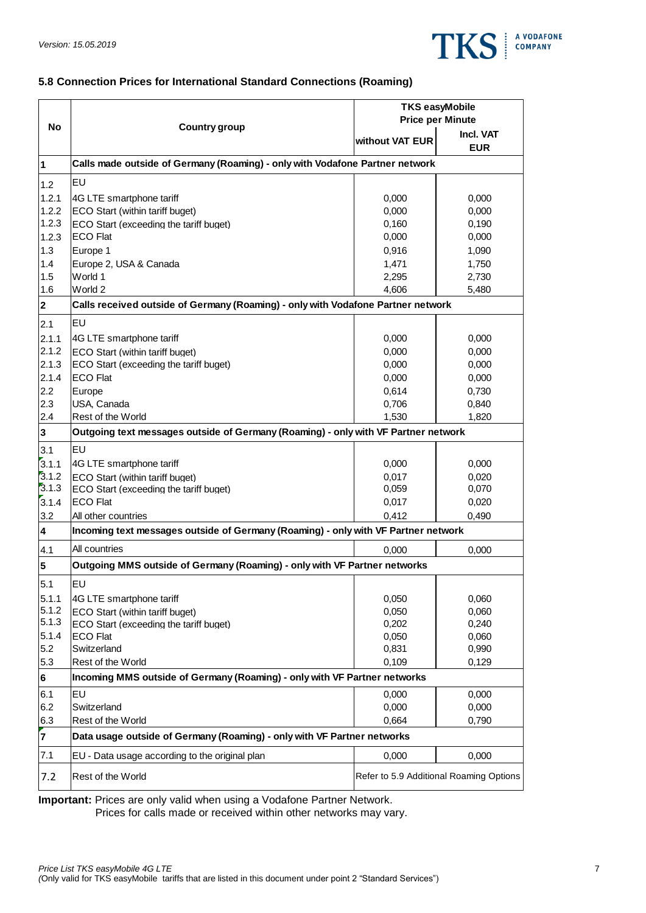### 5.8 Connection Prices for International Standard Connections (Roaming)

| No | Country group | TKS easyMobile Price per Minute | |
|---|---|---|---|
| | | without VAT EUR | Incl. VAT EUR |
| **1** | **Calls made outside of Germany (Roaming) - only with Vodafone Partner network** | | |
| 1.2 | EU | | |
| 1.2.1 | 4G LTE smartphone tariff | 0,000 | 0,000 |
| 1.2.2 | ECO Start (within tariff buget) | 0,000 | 0,000 |
| 1.2.3 | ECO Start (exceeding the tariff buget) | 0,160 | 0,190 |
| 1.2.3 | ECO Flat | 0,000 | 0,000 |
| 1.3 | Europe 1 | 0,916 | 1,090 |
| 1.4 | Europe 2, USA & Canada | 1,471 | 1,750 |
| 1.5 | World 1 | 2,295 | 2,730 |
| 1.6 | World 2 | 4,606 | 5,480 |
| **2** | **Calls received outside of Germany (Roaming) - only with Vodafone Partner network** | | |
| 2.1 | EU | | |
| 2.1.1 | 4G LTE smartphone tariff | 0,000 | 0,000 |
| 2.1.2 | ECO Start (within tariff buget) | 0,000 | 0,000 |
| 2.1.3 | ECO Start (exceeding the tariff buget) | 0,000 | 0,000 |
| 2.1.4 | ECO Flat | 0,000 | 0,000 |
| 2.2 | Europe | 0,614 | 0,730 |
| 2.3 | USA, Canada | 0,706 | 0,840 |
| 2.4 | Rest of the World | 1,530 | 1,820 |
| **3** | **Outgoing text messages outside of Germany (Roaming) - only with VF Partner network** | | |
| 3.1 | EU | | |
| 3.1.1 | 4G LTE smartphone tariff | 0,000 | 0,000 |
| 3.1.2 | ECO Start (within tariff buget) | 0,017 | 0,020 |
| 3.1.3 | ECO Start (exceeding the tariff buget) | 0,059 | 0,070 |
| 3.1.4 | ECO Flat | 0,017 | 0,020 |
| 3.2 | All other countries | 0,412 | 0,490 |
| **4** | **Incoming text messages outside of Germany (Roaming) - only with VF Partner network** | | |
| 4.1 | All countries | 0,000 | 0,000 |
| **5** | **Outgoing MMS outside of Germany (Roaming) - only with VF Partner networks** | | |
| 5.1 | EU | | |
| 5.1.1 | 4G LTE smartphone tariff | 0,050 | 0,060 |
| 5.1.2 | ECO Start (within tariff buget) | 0,050 | 0,060 |
| 5.1.3 | ECO Start (exceeding the tariff buget) | 0,202 | 0,240 |
| 5.1.4 | ECO Flat | 0,050 | 0,060 |
| 5.2 | Switzerland | 0,831 | 0,990 |
| 5.3 | Rest of the World | 0,109 | 0,129 |
| **6** | **Incoming MMS outside of Germany (Roaming) - only with VF Partner networks** | | |
| 6.1 | EU | 0,000 | 0,000 |
| 6.2 | Switzerland | 0,000 | 0,000 |
| 6.3 | Rest of the World | 0,664 | 0,790 |
| **7** | **Data usage outside of Germany (Roaming) - only with VF Partner networks** | | |
| 7.1 | EU - Data usage according to the original plan | 0,000 | 0,000 |
| 7.2 | Rest of the World | Refer to 5.9 Additional Roaming Options | |

**Important:** Prices are only valid when using a Vodafone Partner Network.
Prices for calls made or received within other networks may vary.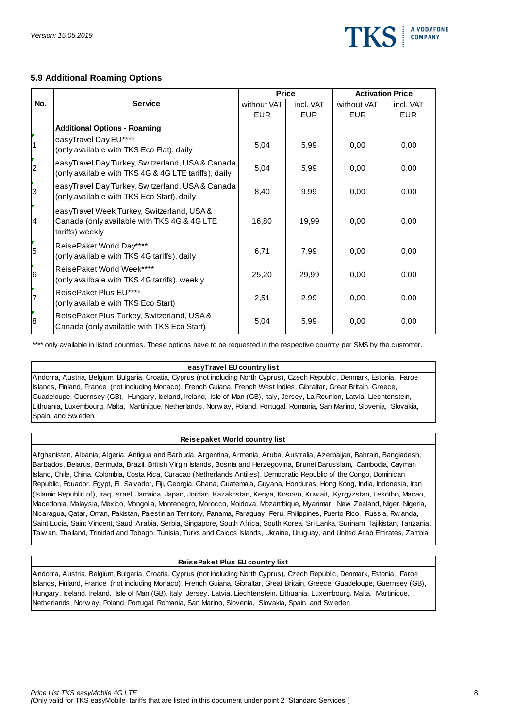### 5.9 Additional Roaming Options

| No. | Service | Price | | Activation Price | |
|---|---|---|---|---|---|
| | | without VAT EUR | incl. VAT EUR | without VAT EUR | incl. VAT EUR |
| | **Additional Options - Roaming** | | | | |
| 1 | easyTravel Day EU**** (only available with TKS Eco Flat), daily | 5,04 | 5,99 | 0,00 | 0,00 |
| 2 | easyTravel Day Turkey, Switzerland, USA & Canada (only available with TKS 4G & 4G LTE tariffs), daily | 5,04 | 5,99 | 0,00 | 0,00 |
| 3 | easyTravel Day Turkey, Switzerland, USA & Canada (only available with TKS Eco Start), daily | 8,40 | 9,99 | 0,00 | 0,00 |
| 4 | easyTravel Week Turkey, Switzerland, USA & Canada (only available with TKS 4G & 4G LTE tariffs) weekly | 16,80 | 19,99 | 0,00 | 0,00 |
| 5 | ReisePaket World Day**** (only available with TKS 4G tariffs), daily | 6,71 | 7,99 | 0,00 | 0,00 |
| 6 | ReisePaket World Week**** (only availbale with TKS 4G tarrifs), weekly | 25,20 | 29,99 | 0,00 | 0,00 |
| 7 | ReisePaket Plus EU**** (only available with TKS Eco Start) | 2,51 | 2,99 | 0,00 | 0,00 |
| 8 | ReisePaket Plus Turkey, Switzerland, USA & Canada (only available with TKS Eco Start) | 5,04 | 5,99 | 0,00 | 0,00 |

**** only available in listed countries. These options have to be requested in the respective country per SMS by the customer.

**easyTravel EU country list**

Andorra, Austria, Belgium, Bulgaria, Croatia, Cyprus (not including North Cyprus), Czech Republic, Denmark, Estonia, Faroe Islands, Finland, France (not including Monaco), French Guiana, French West Indies, Gibraltar, Great Britain, Greece, Guadeloupe, Guernsey (GB), Hungary, Iceland, Ireland, Isle of Man (GB), Italy, Jersey, La Reunion, Latvia, Liechtenstein, Lithuania, Luxembourg, Malta, Martinique, Netherlands, Norway, Poland, Portugal, Romania, San Marino, Slovenia, Slovakia, Spain, and Sweden

**Reisepaket World country list**

Afghanistan, Albania, Algeria, Antigua and Barbuda, Argentina, Armenia, Aruba, Australia, Azerbaijan, Bahrain, Bangladesh, Barbados, Belarus, Bermuda, Brazil, British Virgin Islands, Bosnia and Herzegovina, Brunei Darusslam, Cambodia, Cayman Island, Chile, China, Colombia, Costa Rica, Curacao (Netherlands Antilles), Democratic Republic of the Congo, Dominican Republic, Ecuador, Egypt, EL Salvador, Fiji, Georgia, Ghana, Guatemala, Guyana, Honduras, Hong Kong, India, Indonesia, Iran (Islamic Republic of), Iraq, Israel, Jamaica, Japan, Jordan, Kazakhstan, Kenya, Kosovo, Kuwait, Kyrgyzstan, Lesotho, Macao, Macedonia, Malaysia, Mexico, Mongolia, Montenegro, Morocco, Moldova, Mozambique, Myanmar, New Zealand, Niger, Nigeria, Nicaragua, Qatar, Oman, Pakistan, Palestinian Territory, Panama, Paraguay, Peru, Philippines, Puerto Rico, Russia, Rwanda, Saint Lucia, Saint Vincent, Saudi Arabia, Serbia, Singapore, South Africa, South Korea, Sri Lanka, Surinam, Tajikistan, Tanzania, Taiwan, Thailand, Trinidad and Tobago, Tunisia, Turks and Caicos Islands, Ukraine, Uruguay, and United Arab Emirates, Zambia

**ReisePaket Plus EU country list**

Andorra, Austria, Belgium, Bulgaria, Croatia, Cyprus (not including North Cyprus), Czech Republic, Denmark, Estonia, Faroe Islands, Finland, France (not including Monaco), French Guiana, Gibraltar, Great Britain, Greece, Guadeloupe, Guernsey (GB), Hungary, Iceland, Ireland, Isle of Man (GB), Italy, Jersey, Latvia, Liechtenstein, Lithuania, Luxembourg, Malta, Martinique, Netherlands, Norway, Poland, Portugal, Romania, San Marino, Slovenia, Slovakia, Spain, and Sweden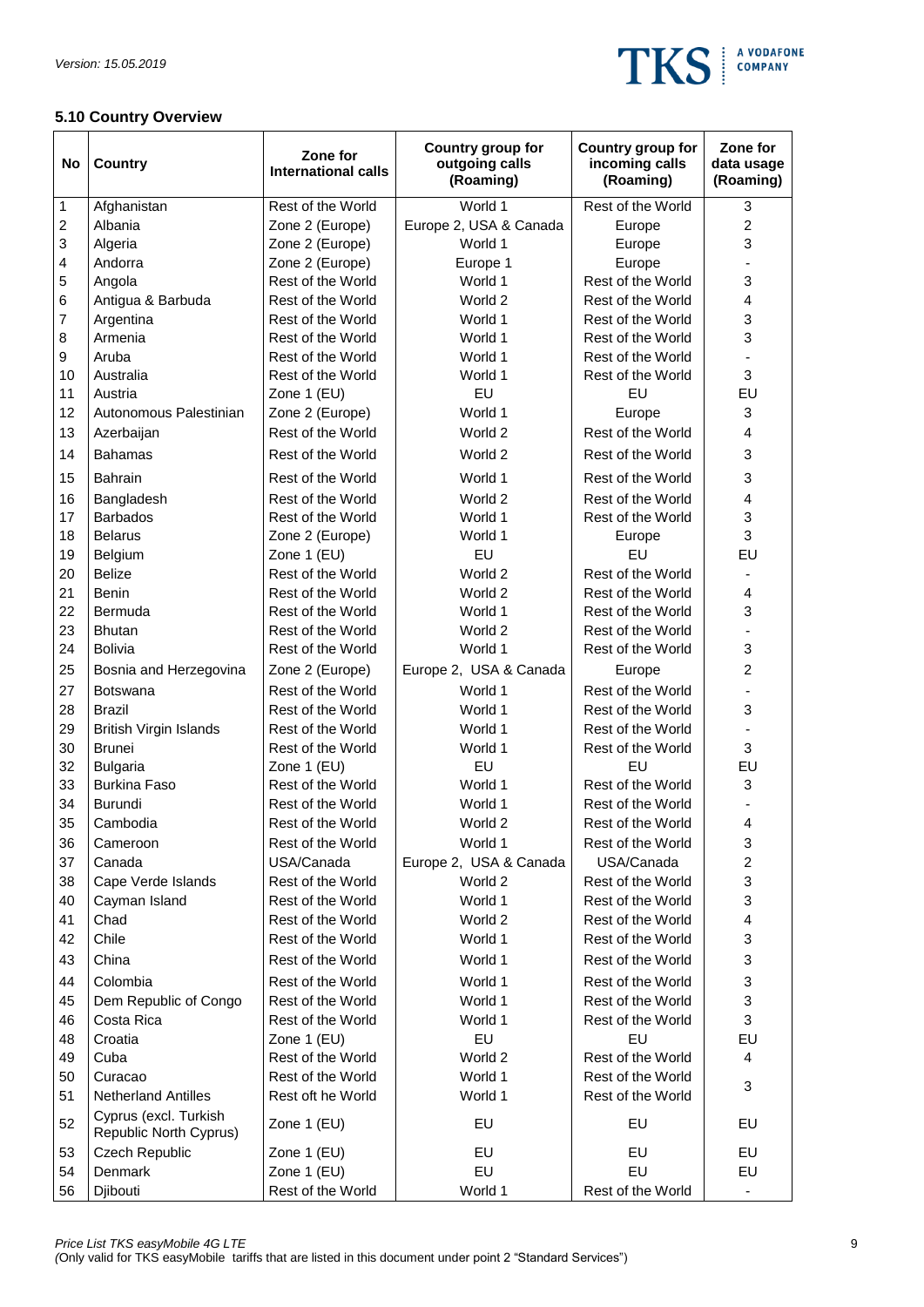## 5.10 Country Overview

| No | Country | Zone for International calls | Country group for outgoing calls (Roaming) | Country group for incoming calls (Roaming) | Zone for data usage (Roaming) |
|---|---|---|---|---|---|
| 1 | Afghanistan | Rest of the World | World 1 | Rest of the World | 3 |
| 2 | Albania | Zone 2 (Europe) | Europe 2, USA & Canada | Europe | 2 |
| 3 | Algeria | Zone 2 (Europe) | World 1 | Europe | 3 |
| 4 | Andorra | Zone 2 (Europe) | Europe 1 | Europe | - |
| 5 | Angola | Rest of the World | World 1 | Rest of the World | 3 |
| 6 | Antigua & Barbuda | Rest of the World | World 2 | Rest of the World | 4 |
| 7 | Argentina | Rest of the World | World 1 | Rest of the World | 3 |
| 8 | Armenia | Rest of the World | World 1 | Rest of the World | 3 |
| 9 | Aruba | Rest of the World | World 1 | Rest of the World | - |
| 10 | Australia | Rest of the World | World 1 | Rest of the World | 3 |
| 11 | Austria | Zone 1 (EU) | EU | EU | EU |
| 12 | Autonomous Palestinian | Zone 2 (Europe) | World 1 | Europe | 3 |
| 13 | Azerbaijan | Rest of the World | World 2 | Rest of the World | 4 |
| 14 | Bahamas | Rest of the World | World 2 | Rest of the World | 3 |
| 15 | Bahrain | Rest of the World | World 1 | Rest of the World | 3 |
| 16 | Bangladesh | Rest of the World | World 2 | Rest of the World | 4 |
| 17 | Barbados | Rest of the World | World 1 | Rest of the World | 3 |
| 18 | Belarus | Zone 2 (Europe) | World 1 | Europe | 3 |
| 19 | Belgium | Zone 1 (EU) | EU | EU | EU |
| 20 | Belize | Rest of the World | World 2 | Rest of the World | - |
| 21 | Benin | Rest of the World | World 2 | Rest of the World | 4 |
| 22 | Bermuda | Rest of the World | World 1 | Rest of the World | 3 |
| 23 | Bhutan | Rest of the World | World 2 | Rest of the World | - |
| 24 | Bolivia | Rest of the World | World 1 | Rest of the World | 3 |
| 25 | Bosnia and Herzegovina | Zone 2 (Europe) | Europe 2, USA & Canada | Europe | 2 |
| 27 | Botswana | Rest of the World | World 1 | Rest of the World | - |
| 28 | Brazil | Rest of the World | World 1 | Rest of the World | 3 |
| 29 | British Virgin Islands | Rest of the World | World 1 | Rest of the World | - |
| 30 | Brunei | Rest of the World | World 1 | Rest of the World | 3 |
| 32 | Bulgaria | Zone 1 (EU) | EU | EU | EU |
| 33 | Burkina Faso | Rest of the World | World 1 | Rest of the World | 3 |
| 34 | Burundi | Rest of the World | World 1 | Rest of the World | - |
| 35 | Cambodia | Rest of the World | World 2 | Rest of the World | 4 |
| 36 | Cameroon | Rest of the World | World 1 | Rest of the World | 3 |
| 37 | Canada | USA/Canada | Europe 2, USA & Canada | USA/Canada | 2 |
| 38 | Cape Verde Islands | Rest of the World | World 2 | Rest of the World | 3 |
| 40 | Cayman Island | Rest of the World | World 1 | Rest of the World | 3 |
| 41 | Chad | Rest of the World | World 2 | Rest of the World | 4 |
| 42 | Chile | Rest of the World | World 1 | Rest of the World | 3 |
| 43 | China | Rest of the World | World 1 | Rest of the World | 3 |
| 44 | Colombia | Rest of the World | World 1 | Rest of the World | 3 |
| 45 | Dem Republic of Congo | Rest of the World | World 1 | Rest of the World | 3 |
| 46 | Costa Rica | Rest of the World | World 1 | Rest of the World | 3 |
| 48 | Croatia | Zone 1 (EU) | EU | EU | EU |
| 49 | Cuba | Rest of the World | World 2 | Rest of the World | 4 |
| 50 | Curacao | Rest of the World | World 1 | Rest of the World | 3 |
| 51 | Netherland Antilles | Rest oft he World | World 1 | Rest of the World | 3 |
| 52 | Cyprus (excl. Turkish Republic North Cyprus) | Zone 1 (EU) | EU | EU | EU |
| 53 | Czech Republic | Zone 1 (EU) | EU | EU | EU |
| 54 | Denmark | Zone 1 (EU) | EU | EU | EU |
| 56 | Djibouti | Rest of the World | World 1 | Rest of the World | - |

*Price List TKS easyMobile 4G LTE*
*(Only valid for TKS easyMobile tariffs that are listed in this document under point 2 "Standard Services")*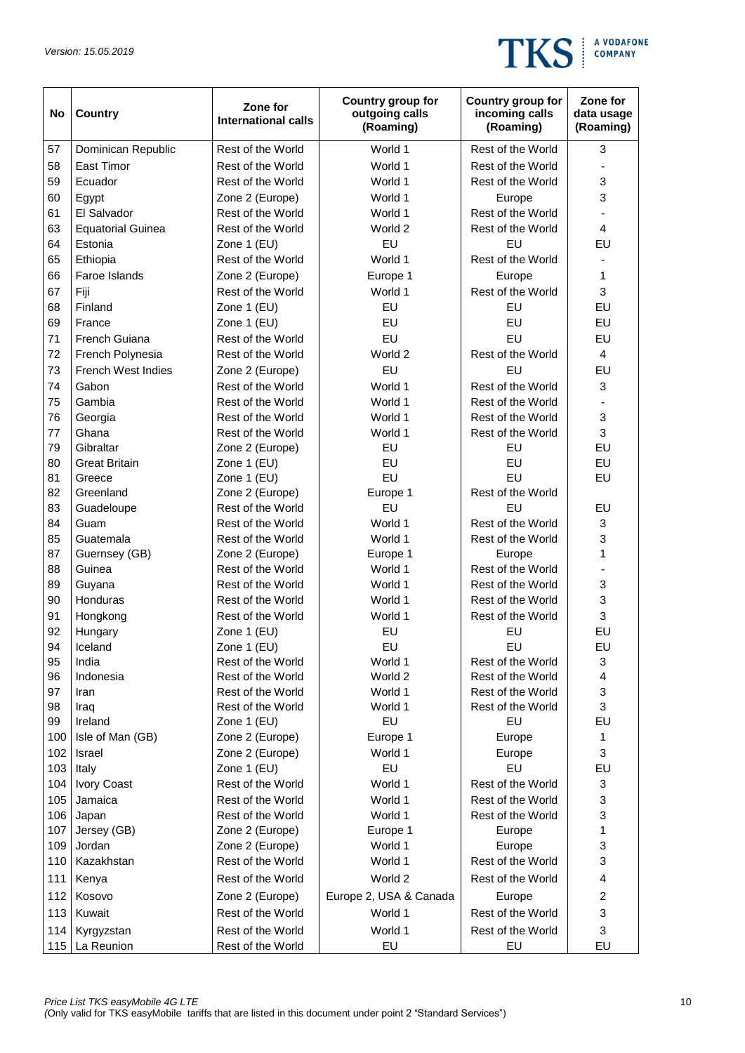| No | Country | Zone for International calls | Country group for outgoing calls (Roaming) | Country group for incoming calls (Roaming) | Zone for data usage (Roaming) |
|---|---|---|---|---|---|
| 57 | Dominican Republic | Rest of the World | World 1 | Rest of the World | 3 |
| 58 | East Timor | Rest of the World | World 1 | Rest of the World | - |
| 59 | Ecuador | Rest of the World | World 1 | Rest of the World | 3 |
| 60 | Egypt | Zone 2 (Europe) | World 1 | Europe | 3 |
| 61 | El Salvador | Rest of the World | World 1 | Rest of the World | - |
| 63 | Equatorial Guinea | Rest of the World | World 2 | Rest of the World | 4 |
| 64 | Estonia | Zone 1 (EU) | EU | EU | EU |
| 65 | Ethiopia | Rest of the World | World 1 | Rest of the World | - |
| 66 | Faroe Islands | Zone 2 (Europe) | Europe 1 | Europe | 1 |
| 67 | Fiji | Rest of the World | World 1 | Rest of the World | 3 |
| 68 | Finland | Zone 1 (EU) | EU | EU | EU |
| 69 | France | Zone 1 (EU) | EU | EU | EU |
| 71 | French Guiana | Rest of the World | EU | EU | EU |
| 72 | French Polynesia | Rest of the World | World 2 | Rest of the World | 4 |
| 73 | French West Indies | Zone 2 (Europe) | EU | EU | EU |
| 74 | Gabon | Rest of the World | World 1 | Rest of the World | 3 |
| 75 | Gambia | Rest of the World | World 1 | Rest of the World | - |
| 76 | Georgia | Rest of the World | World 1 | Rest of the World | 3 |
| 77 | Ghana | Rest of the World | World 1 | Rest of the World | 3 |
| 79 | Gibraltar | Zone 2 (Europe) | EU | EU | EU |
| 80 | Great Britain | Zone 1 (EU) | EU | EU | EU |
| 81 | Greece | Zone 1 (EU) | EU | EU | EU |
| 82 | Greenland | Zone 2 (Europe) | Europe 1 | Rest of the World | |
| 83 | Guadeloupe | Rest of the World | EU | EU | EU |
| 84 | Guam | Rest of the World | World 1 | Rest of the World | 3 |
| 85 | Guatemala | Rest of the World | World 1 | Rest of the World | 3 |
| 87 | Guernsey (GB) | Zone 2 (Europe) | Europe 1 | Europe | 1 |
| 88 | Guinea | Rest of the World | World 1 | Rest of the World | - |
| 89 | Guyana | Rest of the World | World 1 | Rest of the World | 3 |
| 90 | Honduras | Rest of the World | World 1 | Rest of the World | 3 |
| 91 | Hongkong | Rest of the World | World 1 | Rest of the World | 3 |
| 92 | Hungary | Zone 1 (EU) | EU | EU | EU |
| 94 | Iceland | Zone 1 (EU) | EU | EU | EU |
| 95 | India | Rest of the World | World 1 | Rest of the World | 3 |
| 96 | Indonesia | Rest of the World | World 2 | Rest of the World | 4 |
| 97 | Iran | Rest of the World | World 1 | Rest of the World | 3 |
| 98 | Iraq | Rest of the World | World 1 | Rest of the World | 3 |
| 99 | Ireland | Zone 1 (EU) | EU | EU | EU |
| 100 | Isle of Man (GB) | Zone 2 (Europe) | Europe 1 | Europe | 1 |
| 102 | Israel | Zone 2 (Europe) | World 1 | Europe | 3 |
| 103 | Italy | Zone 1 (EU) | EU | EU | EU |
| 104 | Ivory Coast | Rest of the World | World 1 | Rest of the World | 3 |
| 105 | Jamaica | Rest of the World | World 1 | Rest of the World | 3 |
| 106 | Japan | Rest of the World | World 1 | Rest of the World | 3 |
| 107 | Jersey (GB) | Zone 2 (Europe) | Europe 1 | Europe | 1 |
| 109 | Jordan | Zone 2 (Europe) | World 1 | Europe | 3 |
| 110 | Kazakhstan | Rest of the World | World 1 | Rest of the World | 3 |
| 111 | Kenya | Rest of the World | World 2 | Rest of the World | 4 |
| 112 | Kosovo | Zone 2 (Europe) | Europe 2, USA & Canada | Europe | 2 |
| 113 | Kuwait | Rest of the World | World 1 | Rest of the World | 3 |
| 114 | Kyrgyzstan | Rest of the World | World 1 | Rest of the World | 3 |
| 115 | La Reunion | Rest of the World | EU | EU | EU |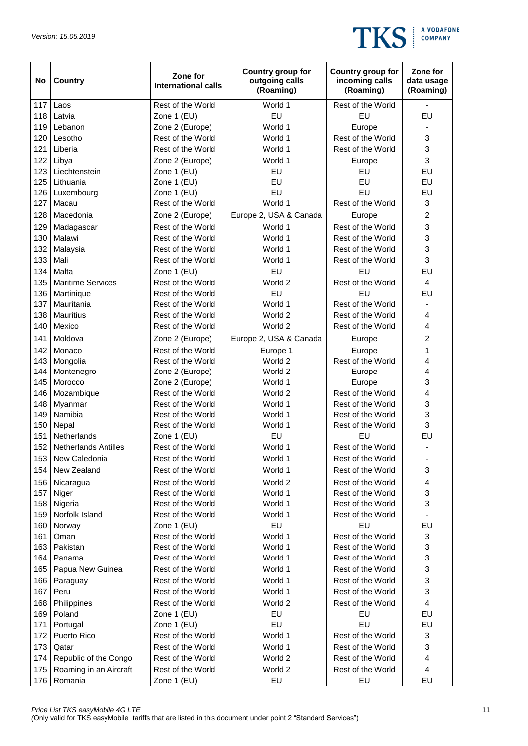| No | Country | Zone for International calls | Country group for outgoing calls (Roaming) | Country group for incoming calls (Roaming) | Zone for data usage (Roaming) |
|---|---|---|---|---|---|
| 117 | Laos | Rest of the World | World 1 | Rest of the World | - |
| 118 | Latvia | Zone 1 (EU) | EU | EU | EU |
| 119 | Lebanon | Zone 2 (Europe) | World 1 | Europe | - |
| 120 | Lesotho | Rest of the World | World 1 | Rest of the World | 3 |
| 121 | Liberia | Rest of the World | World 1 | Rest of the World | 3 |
| 122 | Libya | Zone 2 (Europe) | World 1 | Europe | 3 |
| 123 | Liechtenstein | Zone 1 (EU) | EU | EU | EU |
| 125 | Lithuania | Zone 1 (EU) | EU | EU | EU |
| 126 | Luxembourg | Zone 1 (EU) | EU | EU | EU |
| 127 | Macau | Rest of the World | World 1 | Rest of the World | 3 |
| 128 | Macedonia | Zone 2 (Europe) | Europe 2, USA & Canada | Europe | 2 |
| 129 | Madagascar | Rest of the World | World 1 | Rest of the World | 3 |
| 130 | Malawi | Rest of the World | World 1 | Rest of the World | 3 |
| 132 | Malaysia | Rest of the World | World 1 | Rest of the World | 3 |
| 133 | Mali | Rest of the World | World 1 | Rest of the World | 3 |
| 134 | Malta | Zone 1 (EU) | EU | EU | EU |
| 135 | Maritime Services | Rest of the World | World 2 | Rest of the World | 4 |
| 136 | Martinique | Rest of the World | EU | EU | EU |
| 137 | Mauritania | Rest of the World | World 1 | Rest of the World | - |
| 138 | Mauritius | Rest of the World | World 2 | Rest of the World | 4 |
| 140 | Mexico | Rest of the World | World 2 | Rest of the World | 4 |
| 141 | Moldova | Zone 2 (Europe) | Europe 2, USA & Canada | Europe | 2 |
| 142 | Monaco | Rest of the World | Europe 1 | Europe | 1 |
| 143 | Mongolia | Rest of the World | World 2 | Rest of the World | 4 |
| 144 | Montenegro | Zone 2 (Europe) | World 2 | Europe | 4 |
| 145 | Morocco | Zone 2 (Europe) | World 1 | Europe | 3 |
| 146 | Mozambique | Rest of the World | World 2 | Rest of the World | 4 |
| 148 | Myanmar | Rest of the World | World 1 | Rest of the World | 3 |
| 149 | Namibia | Rest of the World | World 1 | Rest of the World | 3 |
| 150 | Nepal | Rest of the World | World 1 | Rest of the World | 3 |
| 151 | Netherlands | Zone 1 (EU) | EU | EU | EU |
| 152 | Netherlands Antilles | Rest of the World | World 1 | Rest of the World | - |
| 153 | New Caledonia | Rest of the World | World 1 | Rest of the World | - |
| 154 | New Zealand | Rest of the World | World 1 | Rest of the World | 3 |
| 156 | Nicaragua | Rest of the World | World 2 | Rest of the World | 4 |
| 157 | Niger | Rest of the World | World 1 | Rest of the World | 3 |
| 158 | Nigeria | Rest of the World | World 1 | Rest of the World | 3 |
| 159 | Norfolk Island | Rest of the World | World 1 | Rest of the World | - |
| 160 | Norway | Zone 1 (EU) | EU | EU | EU |
| 161 | Oman | Rest of the World | World 1 | Rest of the World | 3 |
| 163 | Pakistan | Rest of the World | World 1 | Rest of the World | 3 |
| 164 | Panama | Rest of the World | World 1 | Rest of the World | 3 |
| 165 | Papua New Guinea | Rest of the World | World 1 | Rest of the World | 3 |
| 166 | Paraguay | Rest of the World | World 1 | Rest of the World | 3 |
| 167 | Peru | Rest of the World | World 1 | Rest of the World | 3 |
| 168 | Philippines | Rest of the World | World 2 | Rest of the World | 4 |
| 169 | Poland | Zone 1 (EU) | EU | EU | EU |
| 171 | Portugal | Zone 1 (EU) | EU | EU | EU |
| 172 | Puerto Rico | Rest of the World | World 1 | Rest of the World | 3 |
| 173 | Qatar | Rest of the World | World 1 | Rest of the World | 3 |
| 174 | Republic of the Congo | Rest of the World | World 2 | Rest of the World | 4 |
| 175 | Roaming in an Aircraft | Rest of the World | World 2 | Rest of the World | 4 |
| 176 | Romania | Zone 1 (EU) | EU | EU | EU |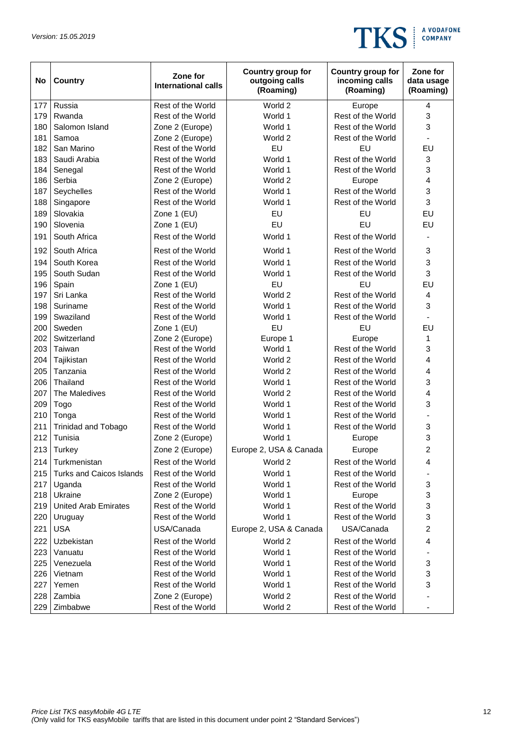| No | Country | Zone for International calls | Country group for outgoing calls (Roaming) | Country group for incoming calls (Roaming) | Zone for data usage (Roaming) |
|---|---|---|---|---|---|
| 177 | Russia | Rest of the World | World 2 | Europe | 4 |
| 179 | Rwanda | Rest of the World | World 1 | Rest of the World | 3 |
| 180 | Salomon Island | Zone 2 (Europe) | World 1 | Rest of the World | 3 |
| 181 | Samoa | Zone 2 (Europe) | World 2 | Rest of the World | - |
| 182 | San Marino | Rest of the World | EU | EU | EU |
| 183 | Saudi Arabia | Rest of the World | World 1 | Rest of the World | 3 |
| 184 | Senegal | Rest of the World | World 1 | Rest of the World | 3 |
| 186 | Serbia | Zone 2 (Europe) | World 2 | Europe | 4 |
| 187 | Seychelles | Rest of the World | World 1 | Rest of the World | 3 |
| 188 | Singapore | Rest of the World | World 1 | Rest of the World | 3 |
| 189 | Slovakia | Zone 1 (EU) | EU | EU | EU |
| 190 | Slovenia | Zone 1 (EU) | EU | EU | EU |
| 191 | South Africa | Rest of the World | World 1 | Rest of the World | - |
| 192 | South Africa | Rest of the World | World 1 | Rest of the World | 3 |
| 194 | South Korea | Rest of the World | World 1 | Rest of the World | 3 |
| 195 | South Sudan | Rest of the World | World 1 | Rest of the World | 3 |
| 196 | Spain | Zone 1 (EU) | EU | EU | EU |
| 197 | Sri Lanka | Rest of the World | World 2 | Rest of the World | 4 |
| 198 | Suriname | Rest of the World | World 1 | Rest of the World | 3 |
| 199 | Swaziland | Rest of the World | World 1 | Rest of the World | - |
| 200 | Sweden | Zone 1 (EU) | EU | EU | EU |
| 202 | Switzerland | Zone 2 (Europe) | Europe 1 | Europe | 1 |
| 203 | Taiwan | Rest of the World | World 1 | Rest of the World | 3 |
| 204 | Tajikistan | Rest of the World | World 2 | Rest of the World | 4 |
| 205 | Tanzania | Rest of the World | World 2 | Rest of the World | 4 |
| 206 | Thailand | Rest of the World | World 1 | Rest of the World | 3 |
| 207 | The Maledives | Rest of the World | World 2 | Rest of the World | 4 |
| 209 | Togo | Rest of the World | World 1 | Rest of the World | 3 |
| 210 | Tonga | Rest of the World | World 1 | Rest of the World | - |
| 211 | Trinidad and Tobago | Rest of the World | World 1 | Rest of the World | 3 |
| 212 | Tunisia | Zone 2 (Europe) | World 1 | Europe | 3 |
| 213 | Turkey | Zone 2 (Europe) | Europe 2, USA & Canada | Europe | 2 |
| 214 | Turkmenistan | Rest of the World | World 2 | Rest of the World | 4 |
| 215 | Turks and Caicos Islands | Rest of the World | World 1 | Rest of the World | - |
| 217 | Uganda | Rest of the World | World 1 | Rest of the World | 3 |
| 218 | Ukraine | Zone 2 (Europe) | World 1 | Europe | 3 |
| 219 | United Arab Emirates | Rest of the World | World 1 | Rest of the World | 3 |
| 220 | Uruguay | Rest of the World | World 1 | Rest of the World | 3 |
| 221 | USA | USA/Canada | Europe 2, USA & Canada | USA/Canada | 2 |
| 222 | Uzbekistan | Rest of the World | World 2 | Rest of the World | 4 |
| 223 | Vanuatu | Rest of the World | World 1 | Rest of the World | - |
| 225 | Venezuela | Rest of the World | World 1 | Rest of the World | 3 |
| 226 | Vietnam | Rest of the World | World 1 | Rest of the World | 3 |
| 227 | Yemen | Rest of the World | World 1 | Rest of the World | 3 |
| 228 | Zambia | Zone 2 (Europe) | World 2 | Rest of the World | - |
| 229 | Zimbabwe | Rest of the World | World 2 | Rest of the World | - |